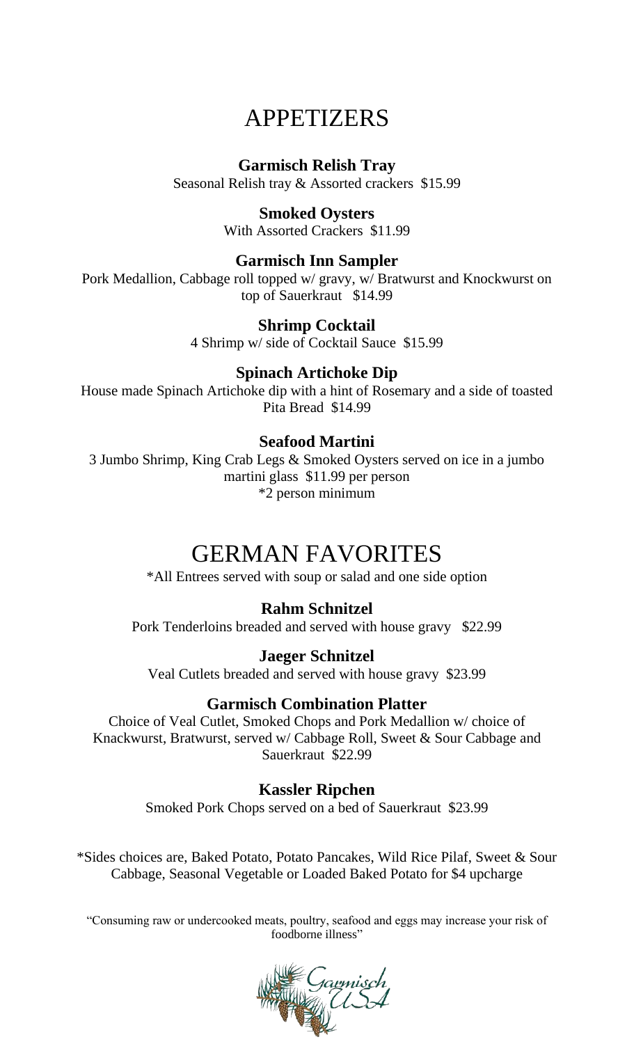# APPETIZERS

**Garmisch Relish Tray**
Seasonal Relish tray & Assorted crackers $15.99

**Smoked Oysters**
With Assorted Crackers $11.99

**Garmisch Inn Sampler**
Pork Medallion, Cabbage roll topped w/ gravy, w/ Bratwurst and Knockwurst on top of Sauerkraut $14.99

**Shrimp Cocktail**
4 Shrimp w/ side of Cocktail Sauce $15.99

**Spinach Artichoke Dip**
House made Spinach Artichoke dip with a hint of Rosemary and a side of toasted Pita Bread $14.99

**Seafood Martini**
3 Jumbo Shrimp, King Crab Legs & Smoked Oysters served on ice in a jumbo martini glass $11.99 per person
*2 person minimum

# GERMAN FAVORITES

*All Entrees served with soup or salad and one side option

**Rahm Schnitzel**
Pork Tenderloins breaded and served with house gravy $22.99

**Jaeger Schnitzel**
Veal Cutlets breaded and served with house gravy $23.99

**Garmisch Combination Platter**
Choice of Veal Cutlet, Smoked Chops and Pork Medallion w/ choice of Knackwurst, Bratwurst, served w/ Cabbage Roll, Sweet & Sour Cabbage and Sauerkraut $22.99

**Kassler Ripchen**
Smoked Pork Chops served on a bed of Sauerkraut $23.99

*Sides choices are, Baked Potato, Potato Pancakes, Wild Rice Pilaf, Sweet & Sour Cabbage, Seasonal Vegetable or Loaded Baked Potato for $4 upcharge

"Consuming raw or undercooked meats, poultry, seafood and eggs may increase your risk of foodborne illness"

Garmisch USA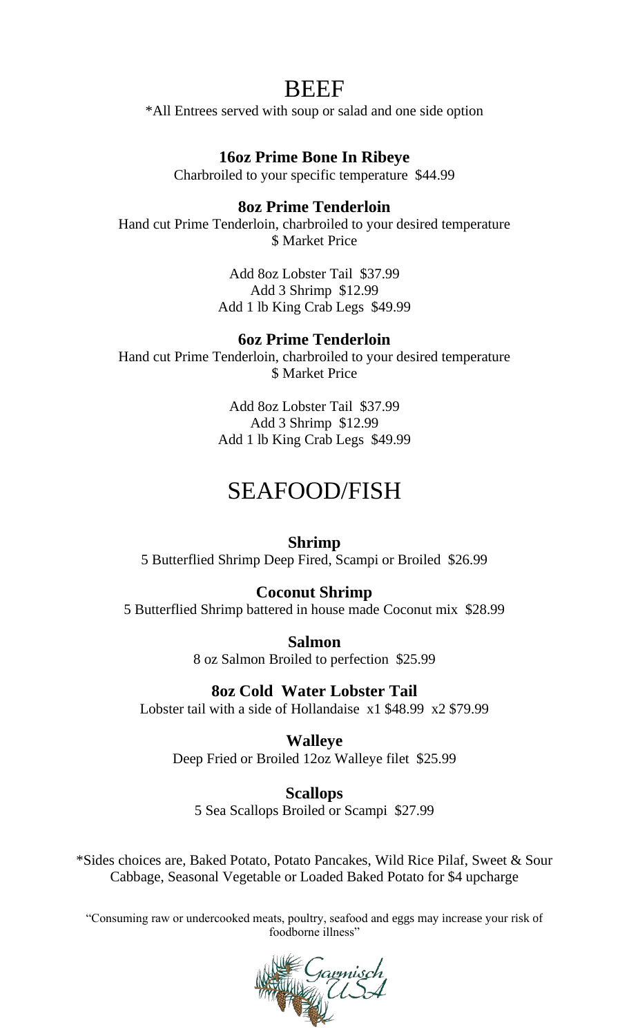# BEEF

*All Entrees served with soup or salad and one side option

### 16oz Prime Bone In Ribeye

Charbroiled to your specific temperature $44.99

### 8oz Prime Tenderloin

Hand cut Prime Tenderloin, charbroiled to your desired temperature
$ Market Price

Add 8oz Lobster Tail $37.99
Add 3 Shrimp $12.99
Add 1 lb King Crab Legs $49.99

### 6oz Prime Tenderloin

Hand cut Prime Tenderloin, charbroiled to your desired temperature
$ Market Price

Add 8oz Lobster Tail $37.99
Add 3 Shrimp $12.99
Add 1 lb King Crab Legs $49.99

# SEAFOOD/FISH

### Shrimp

5 Butterflied Shrimp Deep Fired, Scampi or Broiled $26.99

### Coconut Shrimp

5 Butterflied Shrimp battered in house made Coconut mix $28.99

### Salmon

8 oz Salmon Broiled to perfection $25.99

### 8oz Cold Water Lobster Tail

Lobster tail with a side of Hollandaise x1 $48.99 x2 $79.99

### Walleye

Deep Fried or Broiled 12oz Walleye filet $25.99

### Scallops

5 Sea Scallops Broiled or Scampi $27.99

*Sides choices are, Baked Potato, Potato Pancakes, Wild Rice Pilaf, Sweet & Sour Cabbage, Seasonal Vegetable or Loaded Baked Potato for $4 upcharge

"Consuming raw or undercooked meats, poultry, seafood and eggs may increase your risk of foodborne illness"

Garmisch USA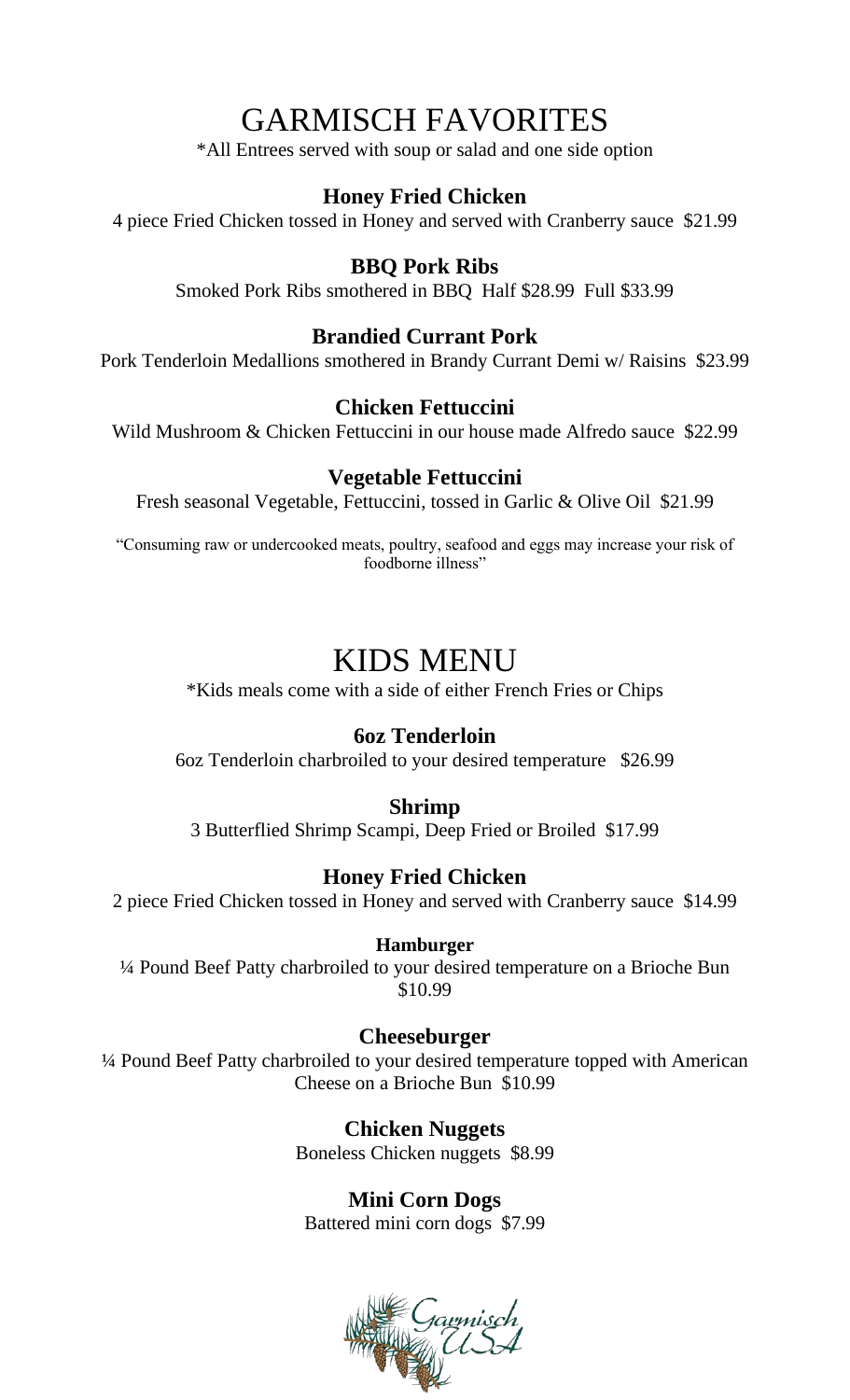# GARMISCH FAVORITES

*All Entrees served with soup or salad and one side option

**Honey Fried Chicken**

4 piece Fried Chicken tossed in Honey and served with Cranberry sauce $21.99

**BBQ Pork Ribs**

Smoked Pork Ribs smothered in BBQ Half $28.99 Full $33.99

**Brandied Currant Pork**

Pork Tenderloin Medallions smothered in Brandy Currant Demi w/ Raisins $23.99

**Chicken Fettuccini**

Wild Mushroom & Chicken Fettuccini in our house made Alfredo sauce $22.99

**Vegetable Fettuccini**

Fresh seasonal Vegetable, Fettuccini, tossed in Garlic & Olive Oil $21.99

"Consuming raw or undercooked meats, poultry, seafood and eggs may increase your risk of foodborne illness"

# KIDS MENU

*Kids meals come with a side of either French Fries or Chips

**6oz Tenderloin**

6oz Tenderloin charbroiled to your desired temperature $26.99

**Shrimp**

3 Butterflied Shrimp Scampi, Deep Fried or Broiled $17.99

**Honey Fried Chicken**

2 piece Fried Chicken tossed in Honey and served with Cranberry sauce $14.99

**Hamburger**

¼ Pound Beef Patty charbroiled to your desired temperature on a Brioche Bun $10.99

**Cheeseburger**

¼ Pound Beef Patty charbroiled to your desired temperature topped with American Cheese on a Brioche Bun $10.99

**Chicken Nuggets**

Boneless Chicken nuggets $8.99

**Mini Corn Dogs**

Battered mini corn dogs $7.99

Garmisch USA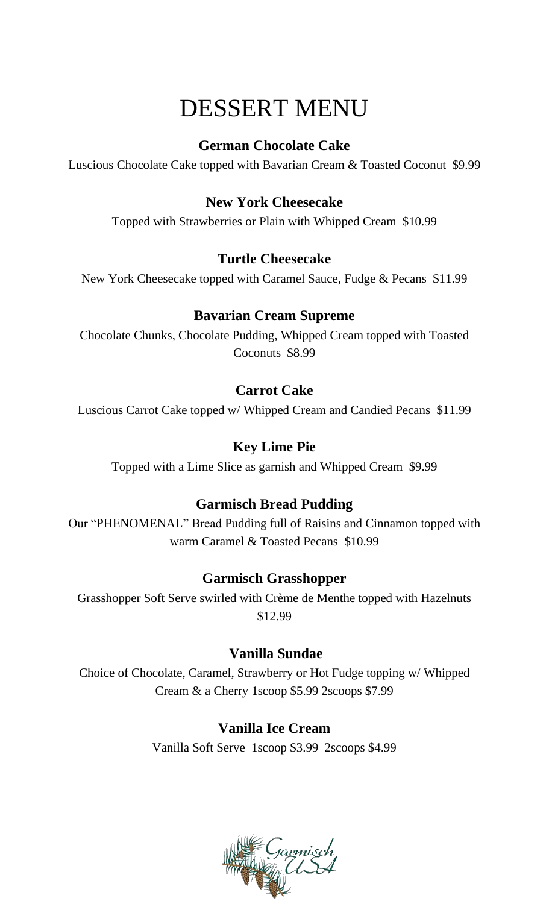# DESSERT MENU

**German Chocolate Cake**

Luscious Chocolate Cake topped with Bavarian Cream & Toasted Coconut $9.99

**New York Cheesecake**

Topped with Strawberries or Plain with Whipped Cream $10.99

**Turtle Cheesecake**

New York Cheesecake topped with Caramel Sauce, Fudge & Pecans $11.99

**Bavarian Cream Supreme**

Chocolate Chunks, Chocolate Pudding, Whipped Cream topped with Toasted Coconuts $8.99

**Carrot Cake**

Luscious Carrot Cake topped w/ Whipped Cream and Candied Pecans $11.99

**Key Lime Pie**

Topped with a Lime Slice as garnish and Whipped Cream $9.99

**Garmisch Bread Pudding**

Our "PHENOMENAL" Bread Pudding full of Raisins and Cinnamon topped with warm Caramel & Toasted Pecans $10.99

**Garmisch Grasshopper**

Grasshopper Soft Serve swirled with Crème de Menthe topped with Hazelnuts $12.99

**Vanilla Sundae**

Choice of Chocolate, Caramel, Strawberry or Hot Fudge topping w/ Whipped Cream & a Cherry 1scoop $5.99 2scoops $7.99

**Vanilla Ice Cream**

Vanilla Soft Serve 1scoop $3.99 2scoops $4.99

Garmisch USA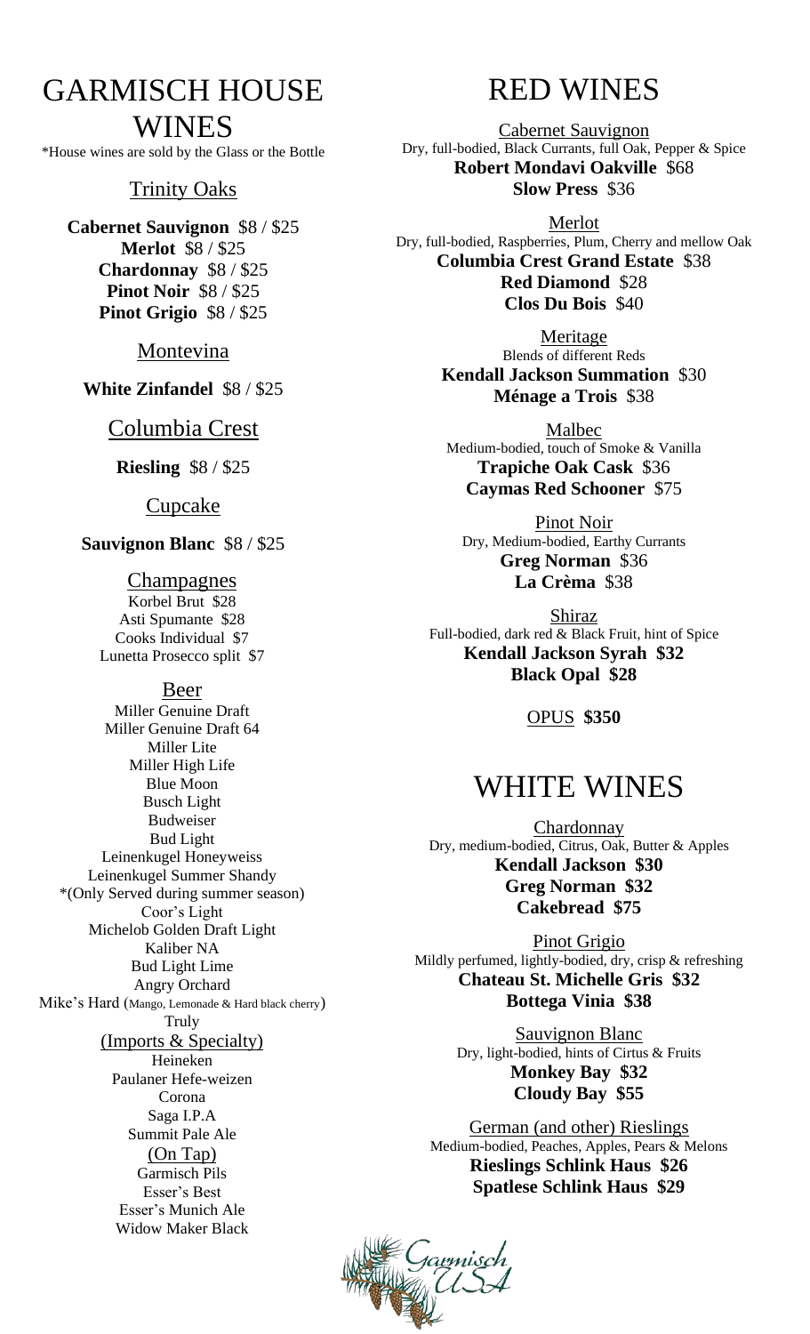# GARMISCH HOUSE WINES

*House wines are sold by the Glass or the Bottle

## Trinity Oaks

**Cabernet Sauvignon** $8 / $25
**Merlot** $8 / $25
**Chardonnay** $8 / $25
**Pinot Noir** $8 / $25
**Pinot Grigio** $8 / $25

## Montevina

**White Zinfandel** $8 / $25

## Columbia Crest

**Riesling** $8 / $25

## Cupcake

**Sauvignon Blanc** $8 / $25

## Champagnes

Korbel Brut $28
Asti Spumante $28
Cooks Individual $7
Lunetta Prosecco split $7

## Beer

Miller Genuine Draft
Miller Genuine Draft 64
Miller Lite
Miller High Life
Blue Moon
Busch Light
Budweiser
Bud Light
Leinenkugel Honeyweiss
Leinenkugel Summer Shandy
*(Only Served during summer season)
Coor's Light
Michelob Golden Draft Light
Kaliber NA
Bud Light Lime
Angry Orchard
Mike's Hard (Mango, Lemonade & Hard black cherry)
Truly

### (Imports & Specialty)

Heineken
Paulaner Hefe-weizen
Corona
Saga I.P.A
Summit Pale Ale

### (On Tap)

Garmisch Pils
Esser's Best
Esser's Munich Ale
Widow Maker Black

# RED WINES

## Cabernet Sauvignon

Dry, full-bodied, Black Currants, full Oak, Pepper & Spice

**Robert Mondavi Oakville** $68
**Slow Press** $36

## Merlot

Dry, full-bodied, Raspberries, Plum, Cherry and mellow Oak

**Columbia Crest Grand Estate** $38
**Red Diamond** $28
**Clos Du Bois** $40

## Meritage

Blends of different Reds

**Kendall Jackson Summation** $30
**Ménage a Trois** $38

## Malbec

Medium-bodied, touch of Smoke & Vanilla

**Trapiche Oak Cask** $36
**Caymas Red Schooner** $75

## Pinot Noir

Dry, Medium-bodied, Earthy Currants

**Greg Norman** $36
**La Crèma** $38

## Shiraz

Full-bodied, dark red & Black Fruit, hint of Spice

**Kendall Jackson Syrah $32**
**Black Opal $28**

## OPUS **$350**

# WHITE WINES

## Chardonnay

Dry, medium-bodied, Citrus, Oak, Butter & Apples

**Kendall Jackson $30**
**Greg Norman $32**
**Cakebread $75**

## Pinot Grigio

Mildly perfumed, lightly-bodied, dry, crisp & refreshing

**Chateau St. Michelle Gris $32**
**Bottega Vinia $38**

## Sauvignon Blanc

Dry, light-bodied, hints of Cirtus & Fruits

**Monkey Bay $32**
**Cloudy Bay $55**

## German (and other) Rieslings

Medium-bodied, Peaches, Apples, Pears & Melons

**Rieslings Schlink Haus $26**
**Spatlese Schlink Haus $29**

Garmisch USA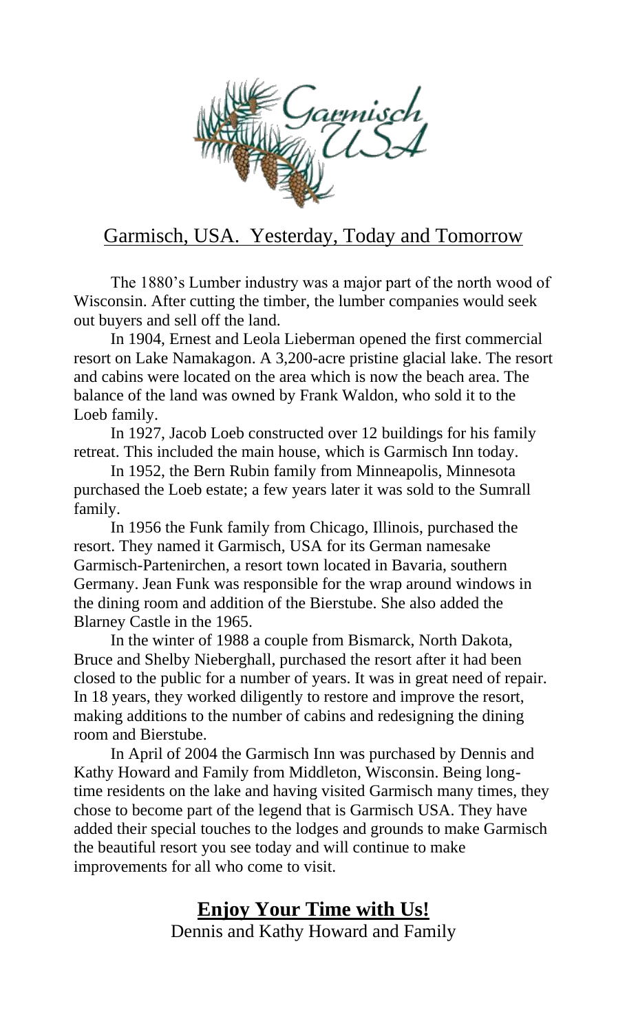Garmisch USA

## Garmisch, USA. Yesterday, Today and Tomorrow

The 1880's Lumber industry was a major part of the north wood of Wisconsin. After cutting the timber, the lumber companies would seek out buyers and sell off the land.

In 1904, Ernest and Leola Lieberman opened the first commercial resort on Lake Namakagon. A 3,200-acre pristine glacial lake. The resort and cabins were located on the area which is now the beach area. The balance of the land was owned by Frank Waldon, who sold it to the Loeb family.

In 1927, Jacob Loeb constructed over 12 buildings for his family retreat. This included the main house, which is Garmisch Inn today.

In 1952, the Bern Rubin family from Minneapolis, Minnesota purchased the Loeb estate; a few years later it was sold to the Sumrall family.

In 1956 the Funk family from Chicago, Illinois, purchased the resort. They named it Garmisch, USA for its German namesake Garmisch-Partenirchen, a resort town located in Bavaria, southern Germany. Jean Funk was responsible for the wrap around windows in the dining room and addition of the Bierstube. She also added the Blarney Castle in the 1965.

In the winter of 1988 a couple from Bismarck, North Dakota, Bruce and Shelby Nieberghall, purchased the resort after it had been closed to the public for a number of years. It was in great need of repair. In 18 years, they worked diligently to restore and improve the resort, making additions to the number of cabins and redesigning the dining room and Bierstube.

In April of 2004 the Garmisch Inn was purchased by Dennis and Kathy Howard and Family from Middleton, Wisconsin. Being long-time residents on the lake and having visited Garmisch many times, they chose to become part of the legend that is Garmisch USA. They have added their special touches to the lodges and grounds to make Garmisch the beautiful resort you see today and will continue to make improvements for all who come to visit.

**Enjoy Your Time with Us!**

Dennis and Kathy Howard and Family